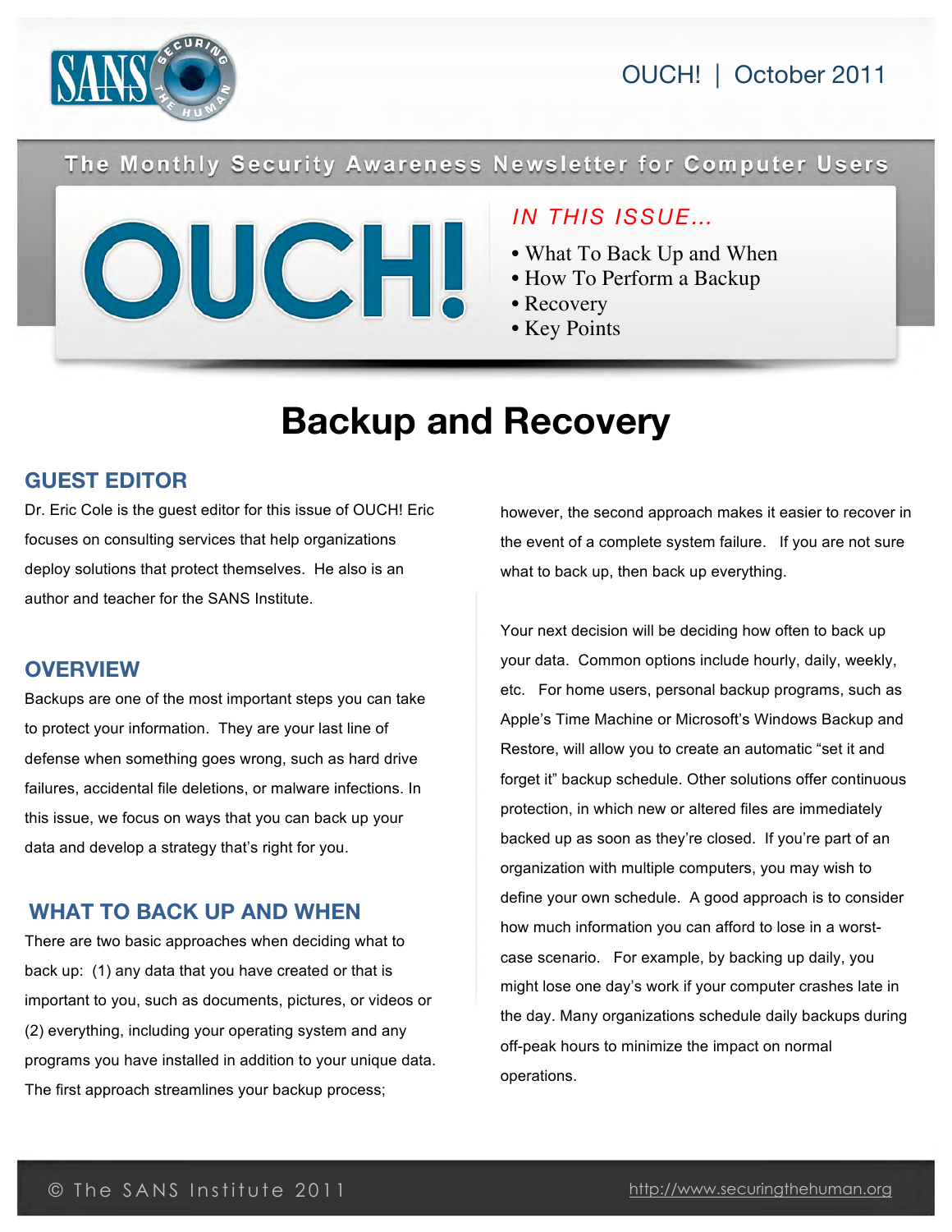OUCH! | October 2011

The Monthly Security Awareness Newsletter for Computer Users

# OUCH!

*IN THIS ISSUE…*

- What To Back Up and When
- How To Perform a Backup
- Recovery
- Key Points

# Backup and Recovery

## GUEST EDITOR

Dr. Eric Cole is the guest editor for this issue of OUCH! Eric focuses on consulting services that help organizations deploy solutions that protect themselves. He also is an author and teacher for the SANS Institute.

## OVERVIEW

Backups are one of the most important steps you can take to protect your information. They are your last line of defense when something goes wrong, such as hard drive failures, accidental file deletions, or malware infections. In this issue, we focus on ways that you can back up your data and develop a strategy that's right for you.

## WHAT TO BACK UP AND WHEN

There are two basic approaches when deciding what to back up: (1) any data that you have created or that is important to you, such as documents, pictures, or videos or (2) everything, including your operating system and any programs you have installed in addition to your unique data. The first approach streamlines your backup process; however, the second approach makes it easier to recover in the event of a complete system failure. If you are not sure what to back up, then back up everything.

Your next decision will be deciding how often to back up your data. Common options include hourly, daily, weekly, etc. For home users, personal backup programs, such as Apple's Time Machine or Microsoft's Windows Backup and Restore, will allow you to create an automatic "set it and forget it" backup schedule. Other solutions offer continuous protection, in which new or altered files are immediately backed up as soon as they're closed. If you're part of an organization with multiple computers, you may wish to define your own schedule. A good approach is to consider how much information you can afford to lose in a worst-case scenario. For example, by backing up daily, you might lose one day's work if your computer crashes late in the day. Many organizations schedule daily backups during off-peak hours to minimize the impact on normal operations.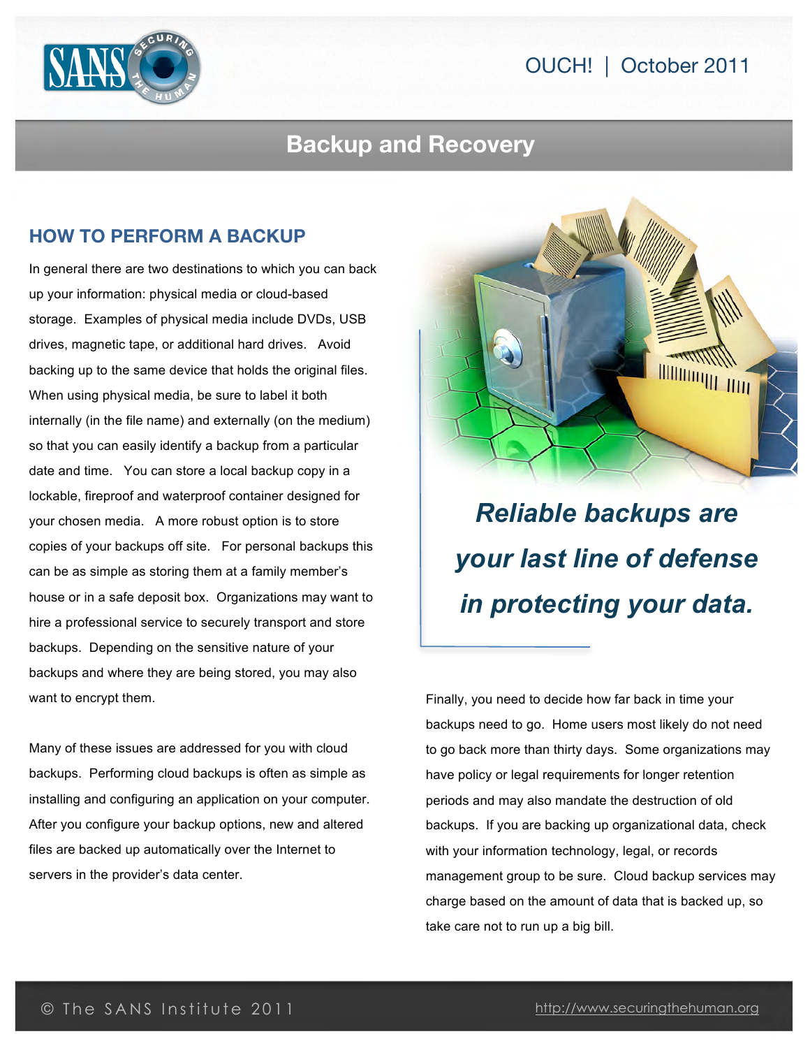## HOW TO PERFORM A BACKUP

In general there are two destinations to which you can back up your information: physical media or cloud-based storage. Examples of physical media include DVDs, USB drives, magnetic tape, or additional hard drives. Avoid backing up to the same device that holds the original files. When using physical media, be sure to label it both internally (in the file name) and externally (on the medium) so that you can easily identify a backup from a particular date and time. You can store a local backup copy in a lockable, fireproof and waterproof container designed for your chosen media. A more robust option is to store copies of your backups off site. For personal backups this can be as simple as storing them at a family member's house or in a safe deposit box. Organizations may want to hire a professional service to securely transport and store backups. Depending on the sensitive nature of your backups and where they are being stored, you may also want to encrypt them.

Many of these issues are addressed for you with cloud backups. Performing cloud backups is often as simple as installing and configuring an application on your computer. After you configure your backup options, new and altered files are backed up automatically over the Internet to servers in the provider's data center.

***Reliable backups are your last line of defense in protecting your data.***

Finally, you need to decide how far back in time your backups need to go. Home users most likely do not need to go back more than thirty days. Some organizations may have policy or legal requirements for longer retention periods and may also mandate the destruction of old backups. If you are backing up organizational data, check with your information technology, legal, or records management group to be sure. Cloud backup services may charge based on the amount of data that is backed up, so take care not to run up a big bill.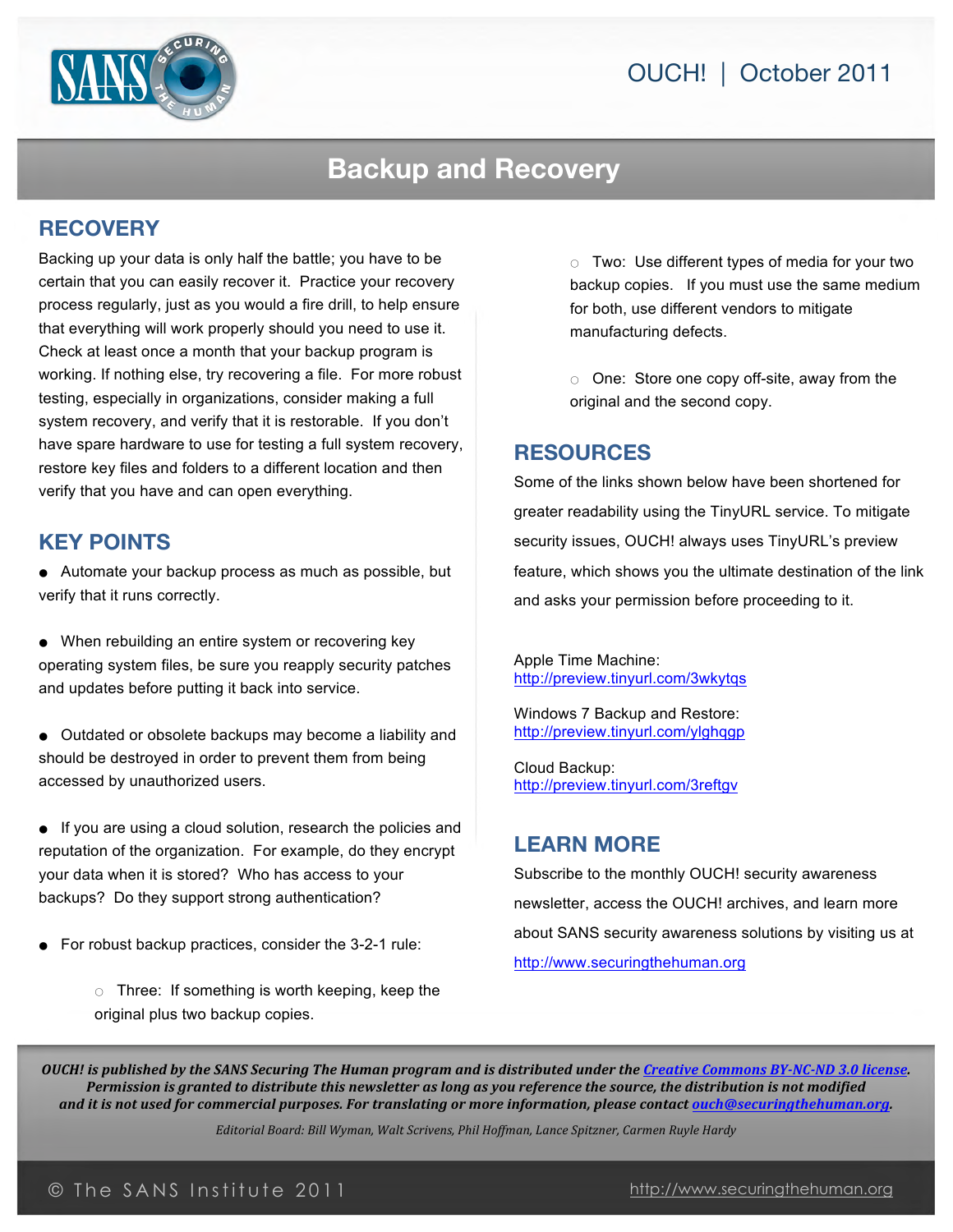# Backup and Recovery

## RECOVERY

Backing up your data is only half the battle; you have to be certain that you can easily recover it. Practice your recovery process regularly, just as you would a fire drill, to help ensure that everything will work properly should you need to use it. Check at least once a month that your backup program is working. If nothing else, try recovering a file. For more robust testing, especially in organizations, consider making a full system recovery, and verify that it is restorable. If you don't have spare hardware to use for testing a full system recovery, restore key files and folders to a different location and then verify that you have and can open everything.

## KEY POINTS

- Automate your backup process as much as possible, but verify that it runs correctly.
- When rebuilding an entire system or recovering key operating system files, be sure you reapply security patches and updates before putting it back into service.
- Outdated or obsolete backups may become a liability and should be destroyed in order to prevent them from being accessed by unauthorized users.
- If you are using a cloud solution, research the policies and reputation of the organization. For example, do they encrypt your data when it is stored? Who has access to your backups? Do they support strong authentication?
- For robust backup practices, consider the 3-2-1 rule:
  - Three: If something is worth keeping, keep the original plus two backup copies.
  - Two: Use different types of media for your two backup copies. If you must use the same medium for both, use different vendors to mitigate manufacturing defects.
  - One: Store one copy off-site, away from the original and the second copy.

## RESOURCES

Some of the links shown below have been shortened for greater readability using the TinyURL service. To mitigate security issues, OUCH! always uses TinyURL's preview feature, which shows you the ultimate destination of the link and asks your permission before proceeding to it.

Apple Time Machine:
http://preview.tinyurl.com/3wkytqs

Windows 7 Backup and Restore:
http://preview.tinyurl.com/ylghqgp

Cloud Backup:
http://preview.tinyurl.com/3reftgv

## LEARN MORE

Subscribe to the monthly OUCH! security awareness newsletter, access the OUCH! archives, and learn more about SANS security awareness solutions by visiting us at http://www.securingthehuman.org

***OUCH! is published by the SANS Securing The Human program and is distributed under the Creative Commons BY-NC-ND 3.0 license. Permission is granted to distribute this newsletter as long as you reference the source, the distribution is not modified and it is not used for commercial purposes. For translating or more information, please contact ouch@securingthehuman.org.***

*Editorial Board: Bill Wyman, Walt Scrivens, Phil Hoffman, Lance Spitzner, Carmen Ruyle Hardy*

© The SANS Institute 2011 http://www.securingthehuman.org